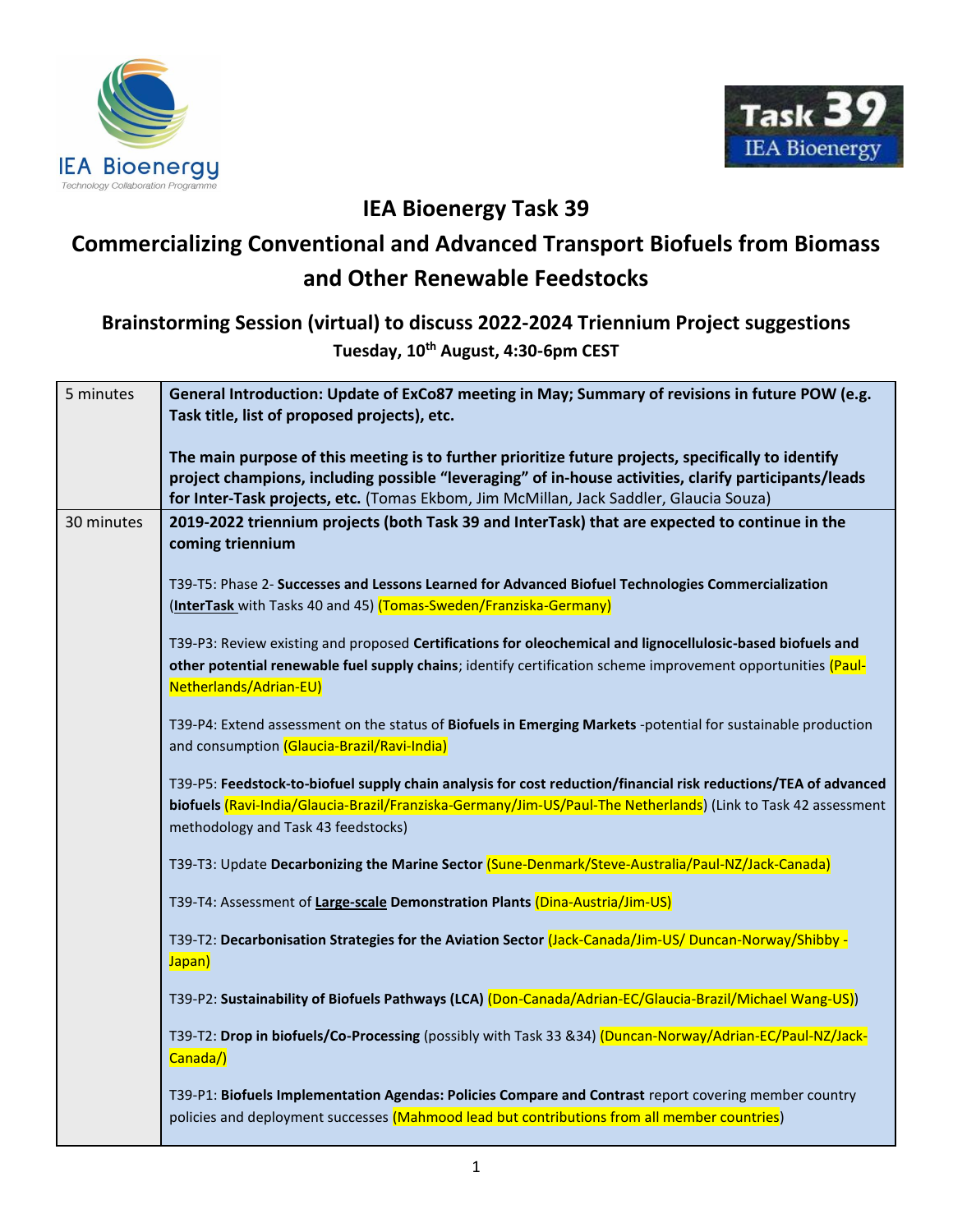# IEA Bioenergy Task 39

## Commercializing Conventional and Advanced Transport Biofuels from Biomass and Other Renewable Feedstocks

### Brainstorming Session (virtual) to discuss 2022-2024 Triennium Project suggestions

**Tuesday, 10th August, 4:30-6pm CEST**

| | |
|---|---|
| 5 minutes | **General Introduction: Update of ExCo87 meeting in May; Summary of revisions in future POW (e.g. Task title, list of proposed projects), etc.**<br><br>**The main purpose of this meeting is to further prioritize future projects, specifically to identify project champions, including possible "leveraging" of in-house activities, clarify participants/leads for Inter-Task projects, etc.** (Tomas Ekbom, Jim McMillan, Jack Saddler, Glaucia Souza) |
| 30 minutes | **2019-2022 triennium projects (both Task 39 and InterTask) that are expected to continue in the coming triennium**<br><br>T39-T5: Phase 2- **Successes and Lessons Learned for Advanced Biofuel Technologies Commercialization** (**InterTask** with Tasks 40 and 45) (Tomas-Sweden/Franziska-Germany)<br><br>T39-P3: Review existing and proposed **Certifications for oleochemical and lignocellulosic-based biofuels and other potential renewable fuel supply chains**; identify certification scheme improvement opportunities (Paul-Netherlands/Adrian-EU)<br><br>T39-P4: Extend assessment on the status of **Biofuels in Emerging Markets** -potential for sustainable production and consumption (Glaucia-Brazil/Ravi-India)<br><br>T39-P5: **Feedstock-to-biofuel supply chain analysis for cost reduction/financial risk reductions/TEA of advanced biofuels** (Ravi-India/Glaucia-Brazil/Franziska-Germany/Jim-US/Paul-The Netherlands) (Link to Task 42 assessment methodology and Task 43 feedstocks)<br><br>T39-T3: Update **Decarbonizing the Marine Sector** (Sune-Denmark/Steve-Australia/Paul-NZ/Jack-Canada)<br><br>T39-T4: Assessment of **Large-scale Demonstration Plants** (Dina-Austria/Jim-US)<br><br>T39-T2: **Decarbonisation Strategies for the Aviation Sector** (Jack-Canada/Jim-US/ Duncan-Norway/Shibby - Japan)<br><br>T39-P2: **Sustainability of Biofuels Pathways (LCA)** (Don-Canada/Adrian-EC/Glaucia-Brazil/Michael Wang-US))<br><br>T39-T2: **Drop in biofuels/Co-Processing** (possibly with Task 33 &34) (Duncan-Norway/Adrian-EC/Paul-NZ/Jack-Canada/)<br><br>T39-P1: **Biofuels Implementation Agendas: Policies Compare and Contrast** report covering member country policies and deployment successes (Mahmood lead but contributions from all member countries) |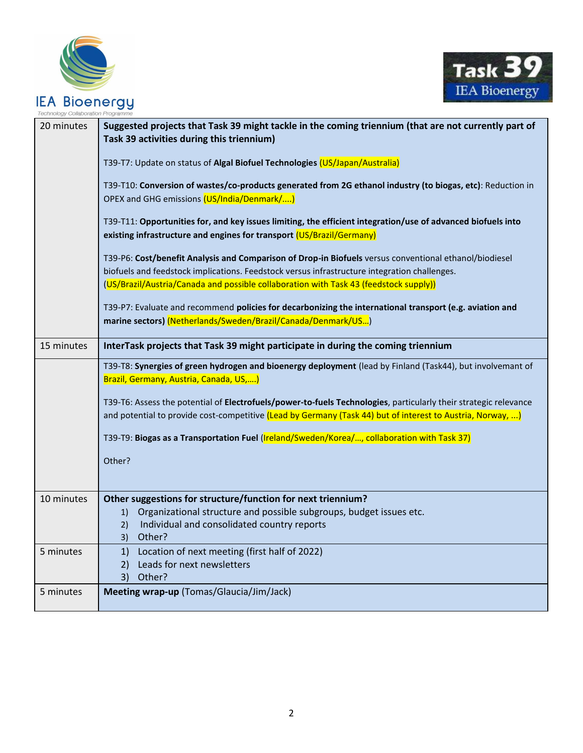| | |
|---|---|
| 20 minutes | **Suggested projects that Task 39 might tackle in the coming triennium (that are not currently part of Task 39 activities during this triennium)**<br><br>T39-T7: Update on status of **Algal Biofuel Technologies** (US/Japan/Australia)<br><br>T39-T10: **Conversion of wastes/co-products generated from 2G ethanol industry (to biogas, etc)**: Reduction in OPEX and GHG emissions (US/India/Denmark/....)<br><br>T39-T11: **Opportunities for, and key issues limiting, the efficient integration/use of advanced biofuels into existing infrastructure and engines for transport** (US/Brazil/Germany)<br><br>T39-P6: **Cost/benefit Analysis and Comparison of Drop-in Biofuels** versus conventional ethanol/biodiesel biofuels and feedstock implications. Feedstock versus infrastructure integration challenges. (US/Brazil/Austria/Canada and possible collaboration with Task 43 (feedstock supply))<br><br>T39-P7: Evaluate and recommend **policies for decarbonizing the international transport (e.g. aviation and marine sectors)** (Netherlands/Sweden/Brazil/Canada/Denmark/US…) |
| 15 minutes | **InterTask projects that Task 39 might participate in during the coming triennium** |
| | T39-T8: **Synergies of green hydrogen and bioenergy deployment** (lead by Finland (Task44), but involvemant of Brazil, Germany, Austria, Canada, US,….)<br><br>T39-T6: Assess the potential of **Electrofuels/power-to-fuels Technologies**, particularly their strategic relevance and potential to provide cost-competitive (Lead by Germany (Task 44) but of interest to Austria, Norway, ...)<br><br>T39-T9: **Biogas as a Transportation Fuel** (Ireland/Sweden/Korea/…, collaboration with Task 37)<br><br>Other? |
| 10 minutes | **Other suggestions for structure/function for next triennium?**<br>1) Organizational structure and possible subgroups, budget issues etc.<br>2) Individual and consolidated country reports<br>3) Other? |
| 5 minutes | 1) Location of next meeting (first half of 2022)<br>2) Leads for next newsletters<br>3) Other? |
| 5 minutes | **Meeting wrap-up** (Tomas/Glaucia/Jim/Jack) |